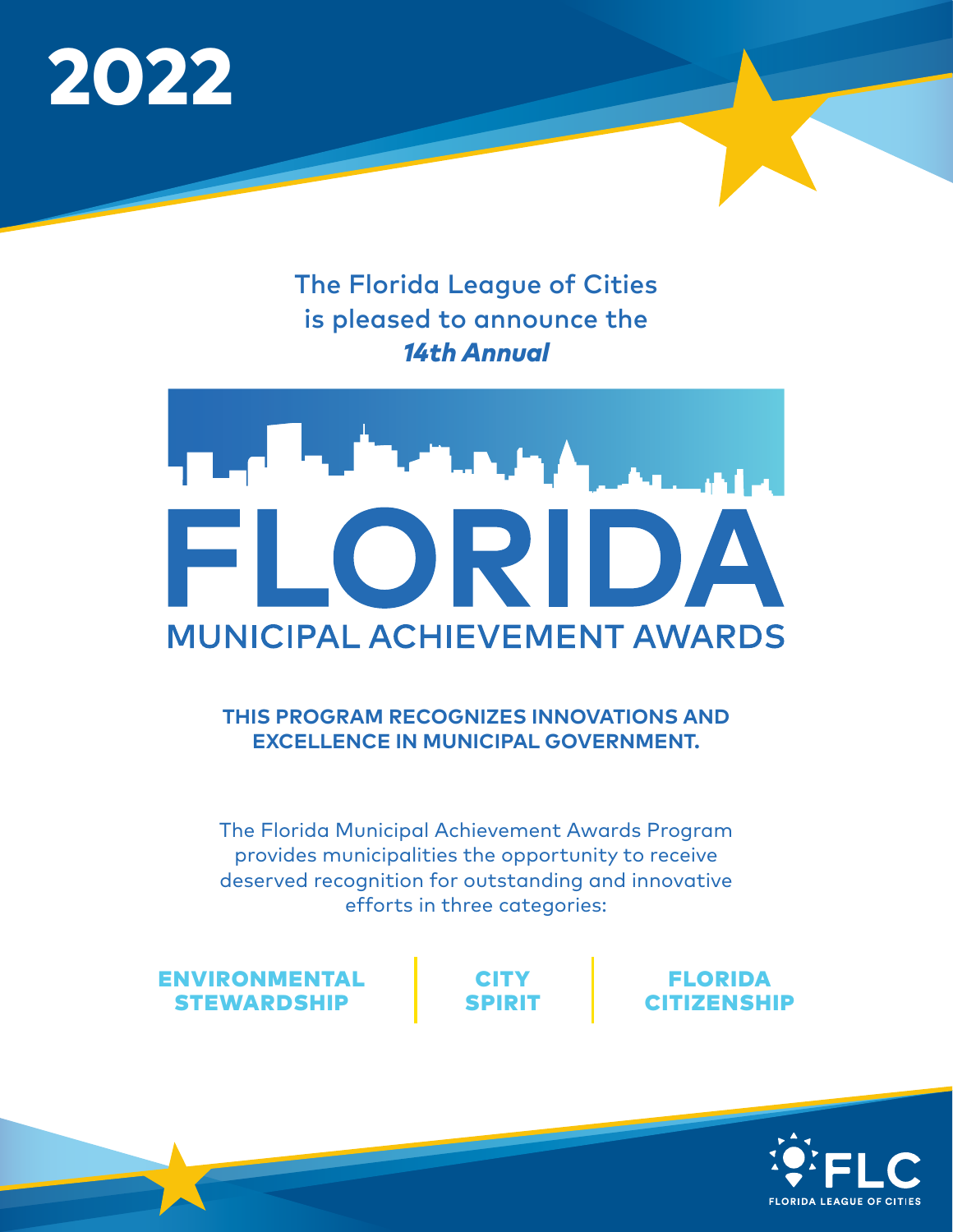# 2022

The Florida League of Cities is pleased to announce the ***14th Annual***

# FLORIDA MUNICIPAL ACHIEVEMENT AWARDS

**THIS PROGRAM RECOGNIZES INNOVATIONS AND EXCELLENCE IN MUNICIPAL GOVERNMENT.**

The Florida Municipal Achievement Awards Program provides municipalities the opportunity to receive deserved recognition for outstanding and innovative efforts in three categories:

**ENVIRONMENTAL STEWARDSHIP** | **CITY SPIRIT** | **FLORIDA CITIZENSHIP**

FLC
FLORIDA LEAGUE OF CITIES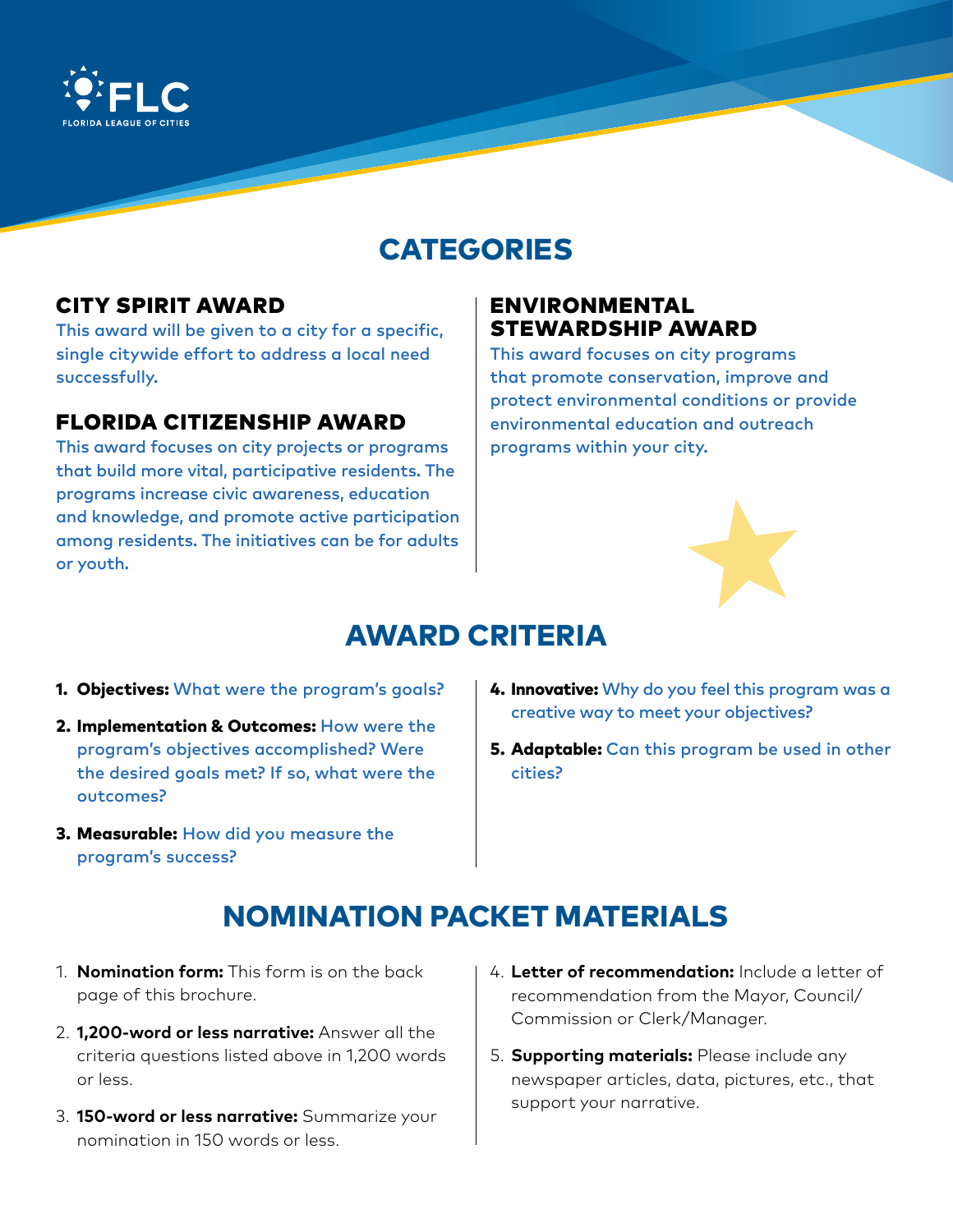# CATEGORIES

### CITY SPIRIT AWARD

This award will be given to a city for a specific, single citywide effort to address a local need successfully.

### FLORIDA CITIZENSHIP AWARD

This award focuses on city projects or programs that build more vital, participative residents. The programs increase civic awareness, education and knowledge, and promote active participation among residents. The initiatives can be for adults or youth.

### ENVIRONMENTAL STEWARDSHIP AWARD

This award focuses on city programs that promote conservation, improve and protect environmental conditions or provide environmental education and outreach programs within your city.

# AWARD CRITERIA

1. **Objectives:** What were the program's goals?
2. **Implementation & Outcomes:** How were the program's objectives accomplished? Were the desired goals met? If so, what were the outcomes?
3. **Measurable:** How did you measure the program's success?
4. **Innovative:** Why do you feel this program was a creative way to meet your objectives?
5. **Adaptable:** Can this program be used in other cities?

# NOMINATION PACKET MATERIALS

1. **Nomination form:** This form is on the back page of this brochure.
2. **1,200-word or less narrative:** Answer all the criteria questions listed above in 1,200 words or less.
3. **150-word or less narrative:** Summarize your nomination in 150 words or less.
4. **Letter of recommendation:** Include a letter of recommendation from the Mayor, Council/Commission or Clerk/Manager.
5. **Supporting materials:** Please include any newspaper articles, data, pictures, etc., that support your narrative.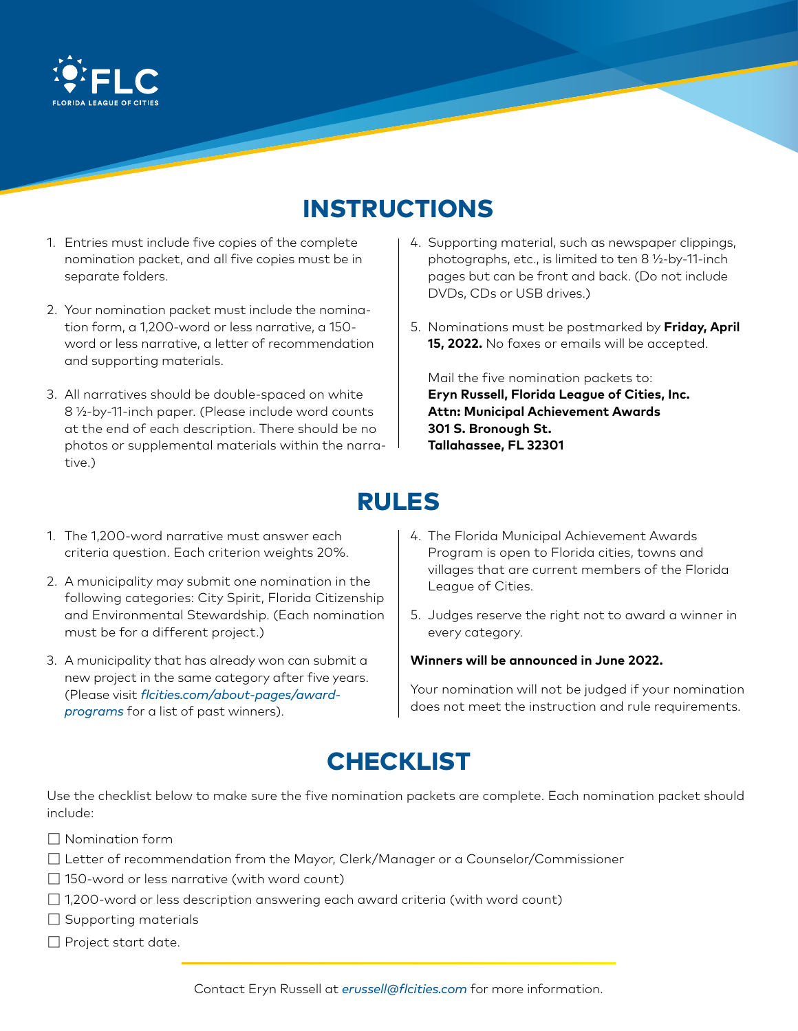FLC

FLORIDA LEAGUE OF CITIES

# INSTRUCTIONS

1. Entries must include five copies of the complete nomination packet, and all five copies must be in separate folders.
2. Your nomination packet must include the nomination form, a 1,200-word or less narrative, a 150-word or less narrative, a letter of recommendation and supporting materials.
3. All narratives should be double-spaced on white 8 ½-by-11-inch paper. (Please include word counts at the end of each description. There should be no photos or supplemental materials within the narrative.)
4. Supporting material, such as newspaper clippings, photographs, etc., is limited to ten 8 ½-by-11-inch pages but can be front and back. (Do not include DVDs, CDs or USB drives.)
5. Nominations must be postmarked by **Friday, April 15, 2022.** No faxes or emails will be accepted.

   Mail the five nomination packets to:
   **Eryn Russell, Florida League of Cities, Inc.**
   **Attn: Municipal Achievement Awards**
   **301 S. Bronough St.**
   **Tallahassee, FL 32301**

# RULES

1. The 1,200-word narrative must answer each criteria question. Each criterion weights 20%.
2. A municipality may submit one nomination in the following categories: City Spirit, Florida Citizenship and Environmental Stewardship. (Each nomination must be for a different project.)
3. A municipality that has already won can submit a new project in the same category after five years. (Please visit *flcities.com/about-pages/award-programs* for a list of past winners).
4. The Florida Municipal Achievement Awards Program is open to Florida cities, towns and villages that are current members of the Florida League of Cities.
5. Judges reserve the right not to award a winner in every category.

**Winners will be announced in June 2022.**

Your nomination will not be judged if your nomination does not meet the instruction and rule requirements.

# CHECKLIST

Use the checklist below to make sure the five nomination packets are complete. Each nomination packet should include:

- ☐ Nomination form
- ☐ Letter of recommendation from the Mayor, Clerk/Manager or a Counselor/Commissioner
- ☐ 150-word or less narrative (with word count)
- ☐ 1,200-word or less description answering each award criteria (with word count)
- ☐ Supporting materials
- ☐ Project start date.

Contact Eryn Russell at *erussell@flcities.com* for more information.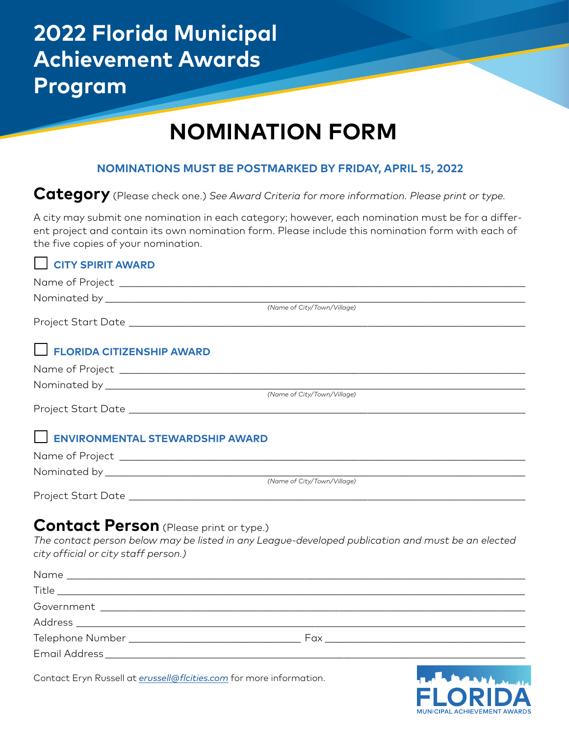# 2022 Florida Municipal Achievement Awards Program

## NOMINATION FORM

**NOMINATIONS MUST BE POSTMARKED BY FRIDAY, APRIL 15, 2022**

### Category (Please check one.) *See Award Criteria for more information. Please print or type.*

A city may submit one nomination in each category; however, each nomination must be for a different project and contain its own nomination form. Please include this nomination form with each of the five copies of your nomination.

☐ **CITY SPIRIT AWARD**

Name of Project ____________________

Nominated by ____________________
*(Name of City/Town/Village)*

Project Start Date ____________________

☐ **FLORIDA CITIZENSHIP AWARD**

Name of Project ____________________

Nominated by ____________________
*(Name of City/Town/Village)*

Project Start Date ____________________

☐ **ENVIRONMENTAL STEWARDSHIP AWARD**

Name of Project ____________________

Nominated by ____________________
*(Name of City/Town/Village)*

Project Start Date ____________________

### Contact Person (Please print or type.)

*The contact person below may be listed in any League-developed publication and must be an elected city official or city staff person.)*

Name ____________________

Title ____________________

Government ____________________

Address ____________________

Telephone Number ____________________ Fax ____________________

Email Address ____________________

Contact Eryn Russell at *erussell@flcities.com* for more information.

FLORIDA MUNICIPAL ACHIEVEMENT AWARDS